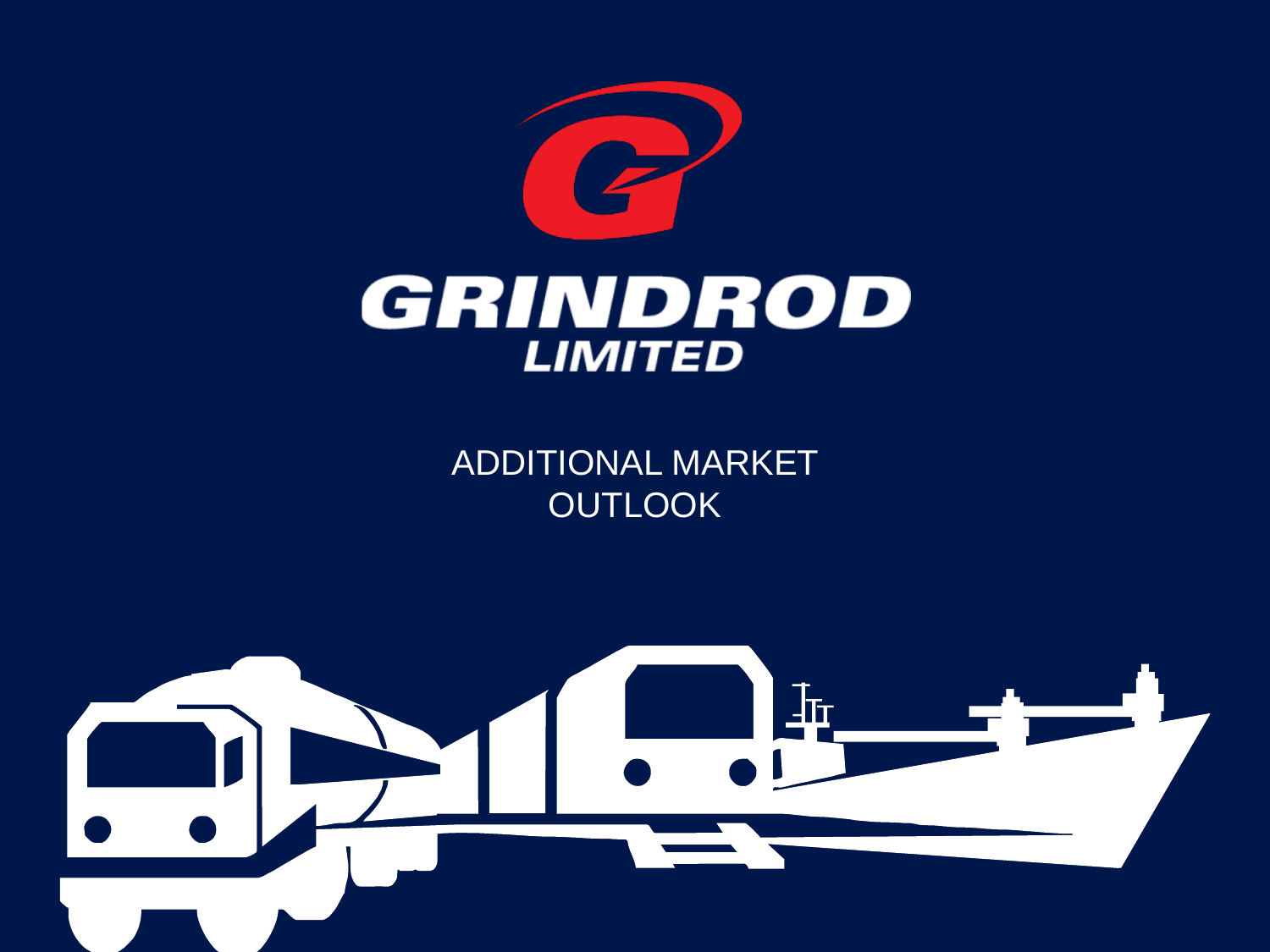# GRINDROD LIMITED

## ADDITIONAL MARKET OUTLOOK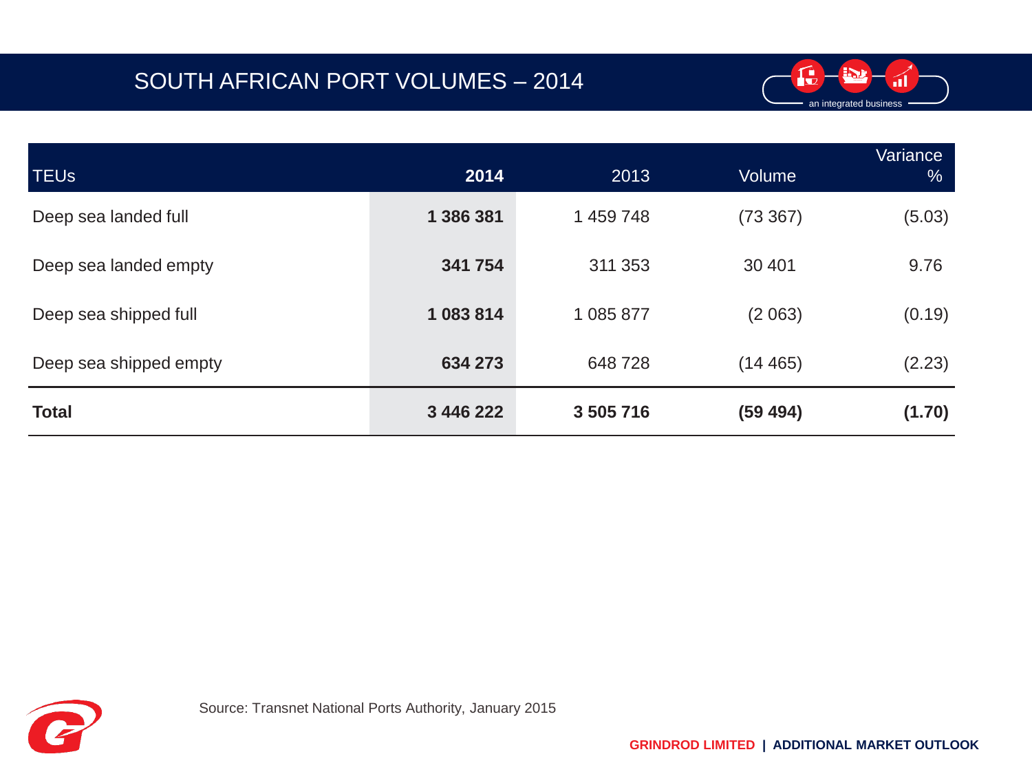# SOUTH AFRICAN PORT VOLUMES – 2014

| TEUs | **2014** | 2013 | Volume | Variance % |
|---|---|---|---|---|
| Deep sea landed full | **1 386 381** | 1 459 748 | (73 367) | (5.03) |
| Deep sea landed empty | **341 754** | 311 353 | 30 401 | 9.76 |
| Deep sea shipped full | **1 083 814** | 1 085 877 | (2 063) | (0.19) |
| Deep sea shipped empty | **634 273** | 648 728 | (14 465) | (2.23) |
| **Total** | **3 446 222** | **3 505 716** | **(59 494)** | **(1.70)** |

Source: Transnet National Ports Authority, January 2015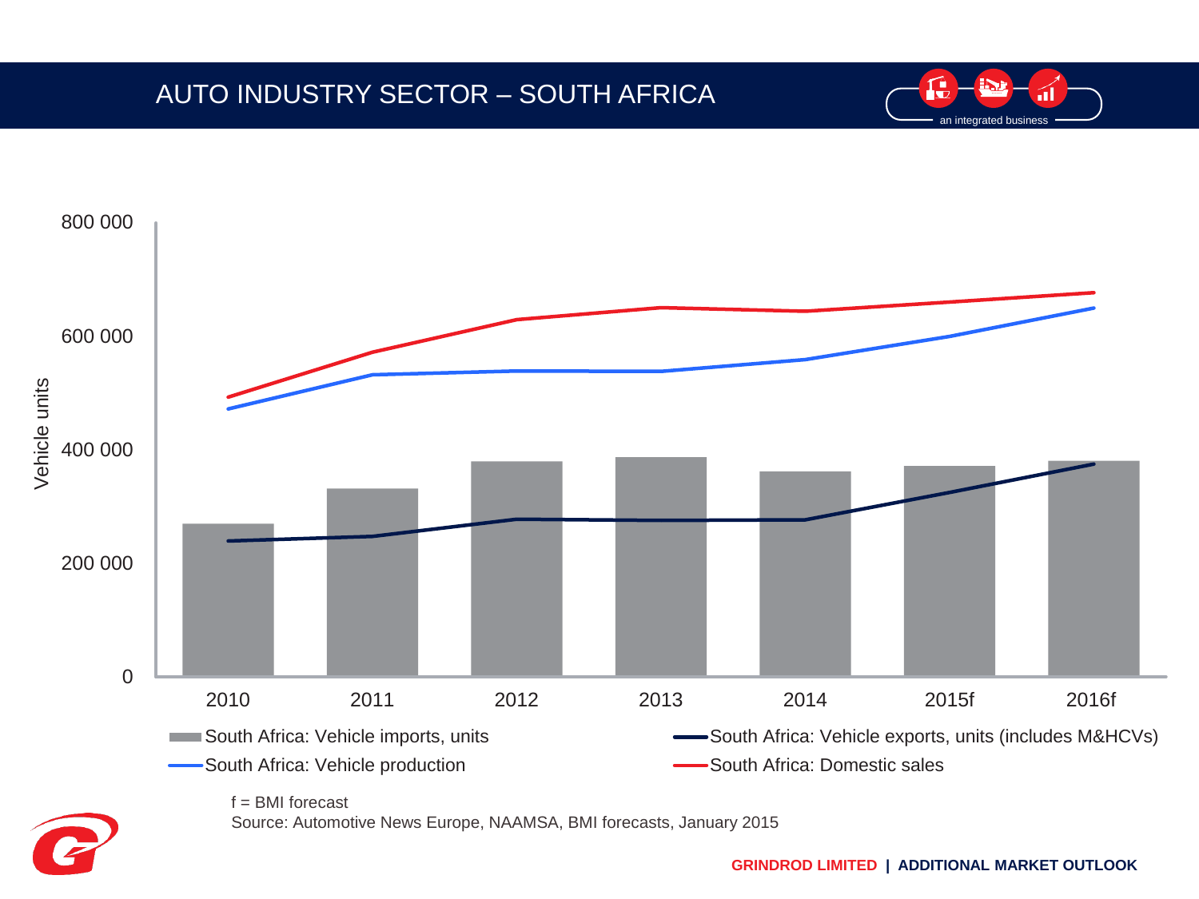# AUTO INDUSTRY SECTOR – SOUTH AFRICA

an integrated business

800 000
600 000
400 000
200 000
0

Vehicle units

2010
2011
2012
2013
2014
2015f
2016f

South Africa: Vehicle imports, units
South Africa: Vehicle exports, units (includes M&HCVs)
South Africa: Vehicle production
South Africa: Domestic sales

f = BMI forecast

Source: Automotive News Europe, NAAMSA, BMI forecasts, January 2015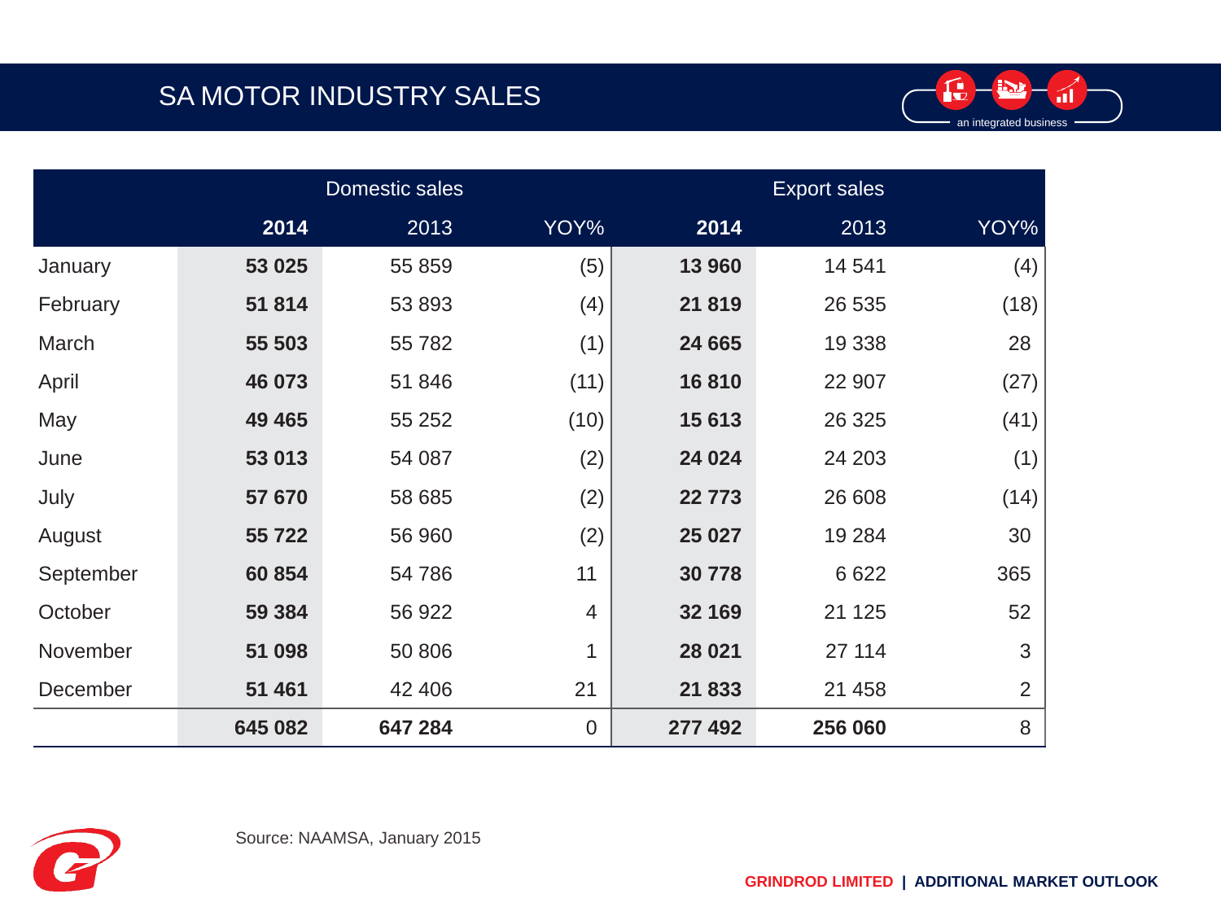# SA MOTOR INDUSTRY SALES

| | Domestic sales | | | Export sales | | |
|---|---|---|---|---|---|---|
| | **2014** | 2013 | YOY% | **2014** | 2013 | YOY% |
| January | **53 025** | 55 859 | (5) | **13 960** | 14 541 | (4) |
| February | **51 814** | 53 893 | (4) | **21 819** | 26 535 | (18) |
| March | **55 503** | 55 782 | (1) | **24 665** | 19 338 | 28 |
| April | **46 073** | 51 846 | (11) | **16 810** | 22 907 | (27) |
| May | **49 465** | 55 252 | (10) | **15 613** | 26 325 | (41) |
| June | **53 013** | 54 087 | (2) | **24 024** | 24 203 | (1) |
| July | **57 670** | 58 685 | (2) | **22 773** | 26 608 | (14) |
| August | **55 722** | 56 960 | (2) | **25 027** | 19 284 | 30 |
| September | **60 854** | 54 786 | 11 | **30 778** | 6 622 | 365 |
| October | **59 384** | 56 922 | 4 | **32 169** | 21 125 | 52 |
| November | **51 098** | 50 806 | 1 | **28 021** | 27 114 | 3 |
| December | **51 461** | 42 406 | 21 | **21 833** | 21 458 | 2 |
| | **645 082** | **647 284** | 0 | **277 492** | **256 060** | 8 |

Source: NAAMSA, January 2015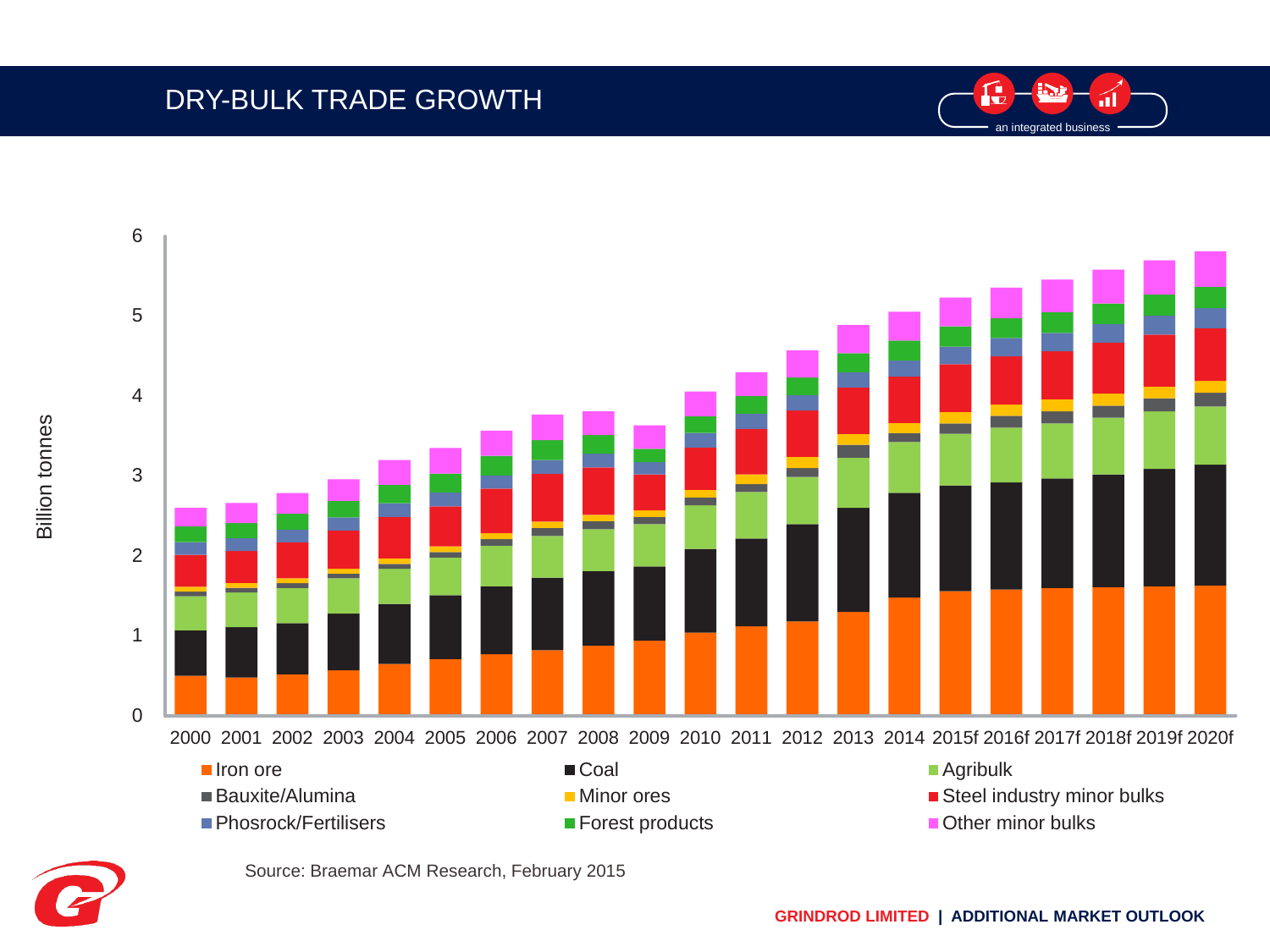# DRY-BULK TRADE GROWTH

an integrated business

Billion tonnes

6
5
4
3
2
1
0

2000 2001 2002 2003 2004 2005 2006 2007 2008 2009 2010 2011 2012 2013 2014 2015f 2016f 2017f 2018f 2019f 2020f

Iron ore
Coal
Agribulk
Bauxite/Alumina
Minor ores
Steel industry minor bulks
Phosrock/Fertilisers
Forest products
Other minor bulks

Source: Braemar ACM Research, February 2015

GRINDROD LIMITED | ADDITIONAL MARKET OUTLOOK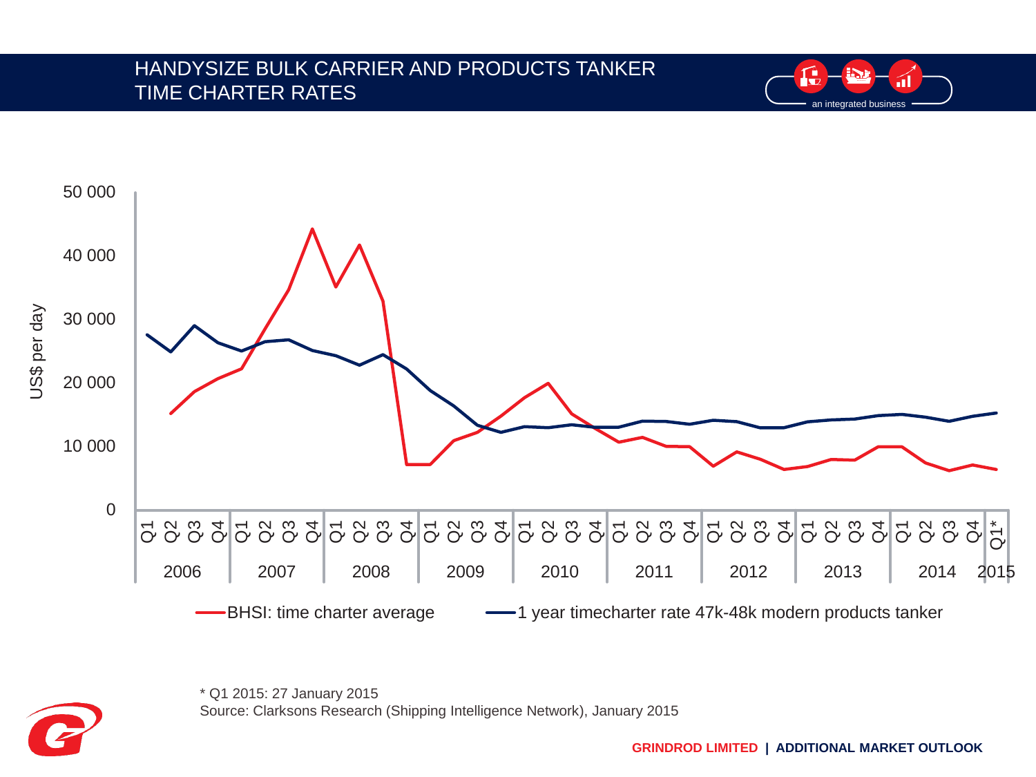# HANDYSIZE BULK CARRIER AND PRODUCTS TANKER TIME CHARTER RATES

an integrated business

US$ per day

50 000
40 000
30 000
20 000
10 000
0

Q1 Q2 Q3 Q4 Q1 Q2 Q3 Q4 Q1 Q2 Q3 Q4 Q1 Q2 Q3 Q4 Q1 Q2 Q3 Q4 Q1 Q2 Q3 Q4 Q1 Q2 Q3 Q4 Q1 Q2 Q3 Q4 Q1 Q2 Q3 Q4 Q1*

2006 2007 2008 2009 2010 2011 2012 2013 2014 2015

BHSI: time charter average

1 year timecharter rate 47k-48k modern products tanker

* Q1 2015: 27 January 2015

Source: Clarksons Research (Shipping Intelligence Network), January 2015

GRINDROD LIMITED | ADDITIONAL MARKET OUTLOOK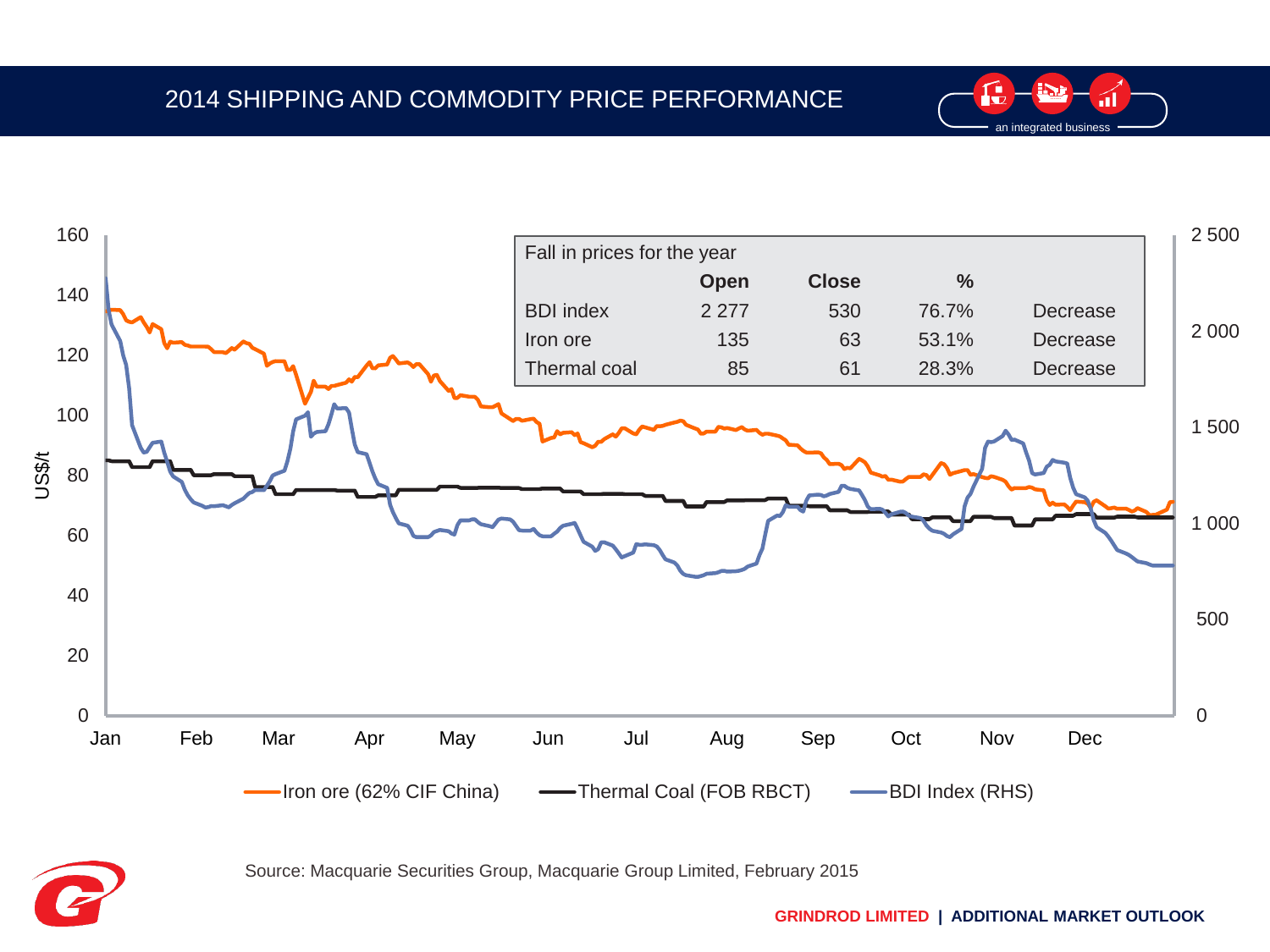# 2014 SHIPPING AND COMMODITY PRICE PERFORMANCE

an integrated business

| Fall in prices for the year | Open | Close | % | |
|---|---|---|---|---|
| BDI index | 2 277 | 530 | 76.7% | Decrease |
| Iron ore | 135 | 63 | 53.1% | Decrease |
| Thermal coal | 85 | 61 | 28.3% | Decrease |

US$/t

160
140
120
100
80
60
40
20
0

2 500
2 000
1 500
1 000
500
0

Jan Feb Mar Apr May Jun Jul Aug Sep Oct Nov Dec

Iron ore (62% CIF China) — Thermal Coal (FOB RBCT) — BDI Index (RHS)

Source: Macquarie Securities Group, Macquarie Group Limited, February 2015

GRINDROD LIMITED | ADDITIONAL MARKET OUTLOOK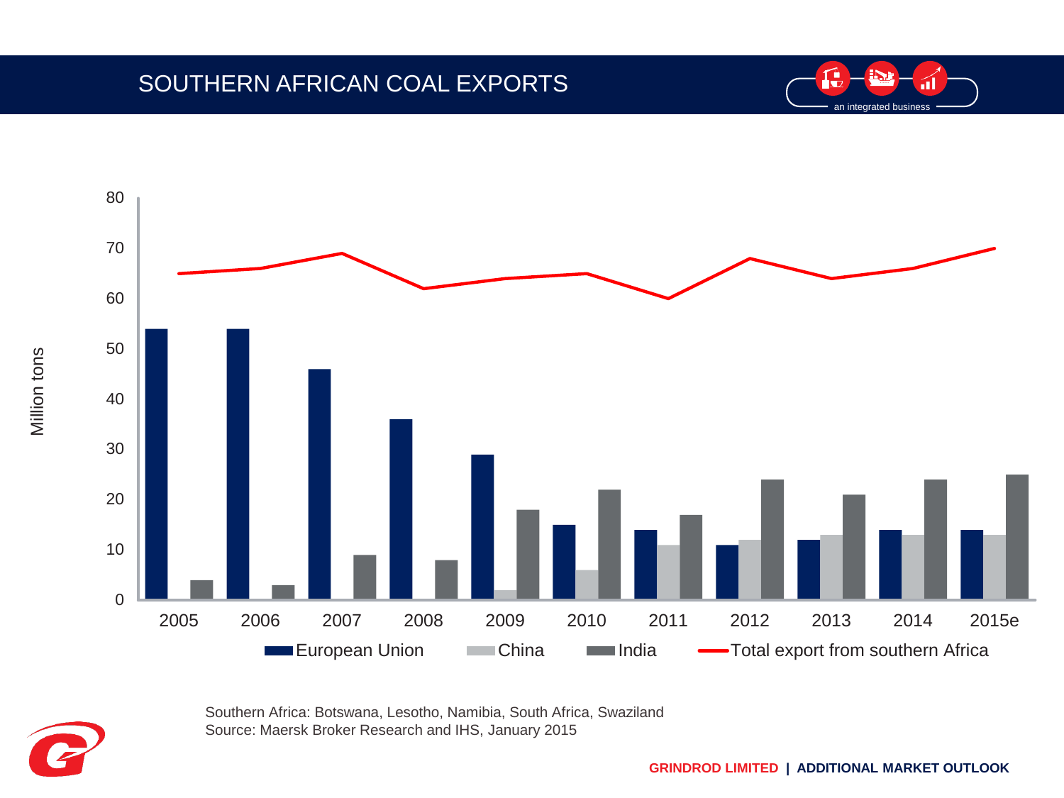# SOUTHERN AFRICAN COAL EXPORTS

Million tons

80
70
60
50
40
30
20
10
0

2005 2006 2007 2008 2009 2010 2011 2012 2013 2014 2015e

European Union | China | India | Total export from southern Africa

Southern Africa: Botswana, Lesotho, Namibia, South Africa, Swaziland
Source: Maersk Broker Research and IHS, January 2015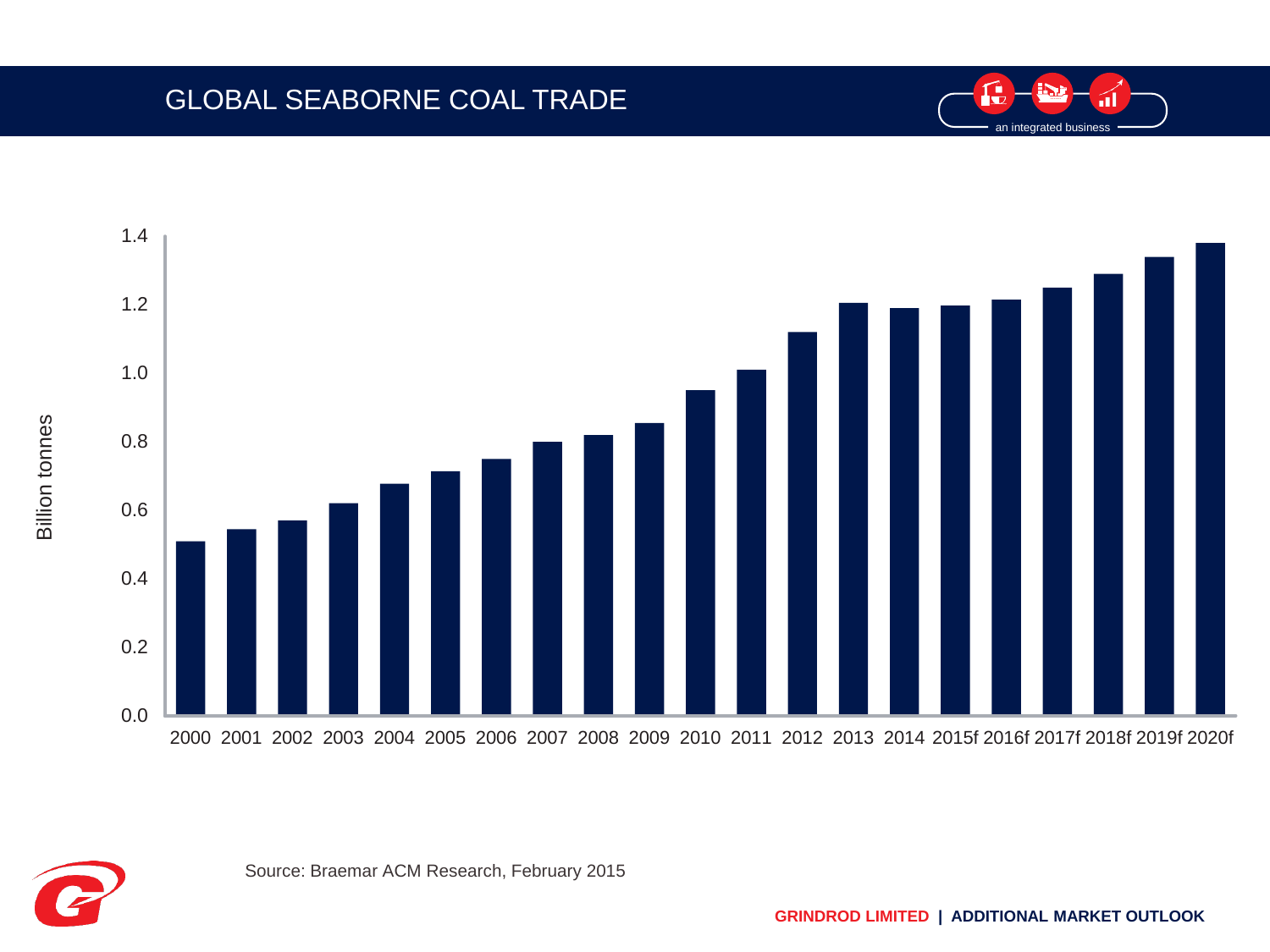# GLOBAL SEABORNE COAL TRADE

an integrated business

Billion tonnes

1.4
1.2
1.0
0.8
0.6
0.4
0.2
0.0

2000 2001 2002 2003 2004 2005 2006 2007 2008 2009 2010 2011 2012 2013 2014 2015f 2016f 2017f 2018f 2019f 2020f

Source: Braemar ACM Research, February 2015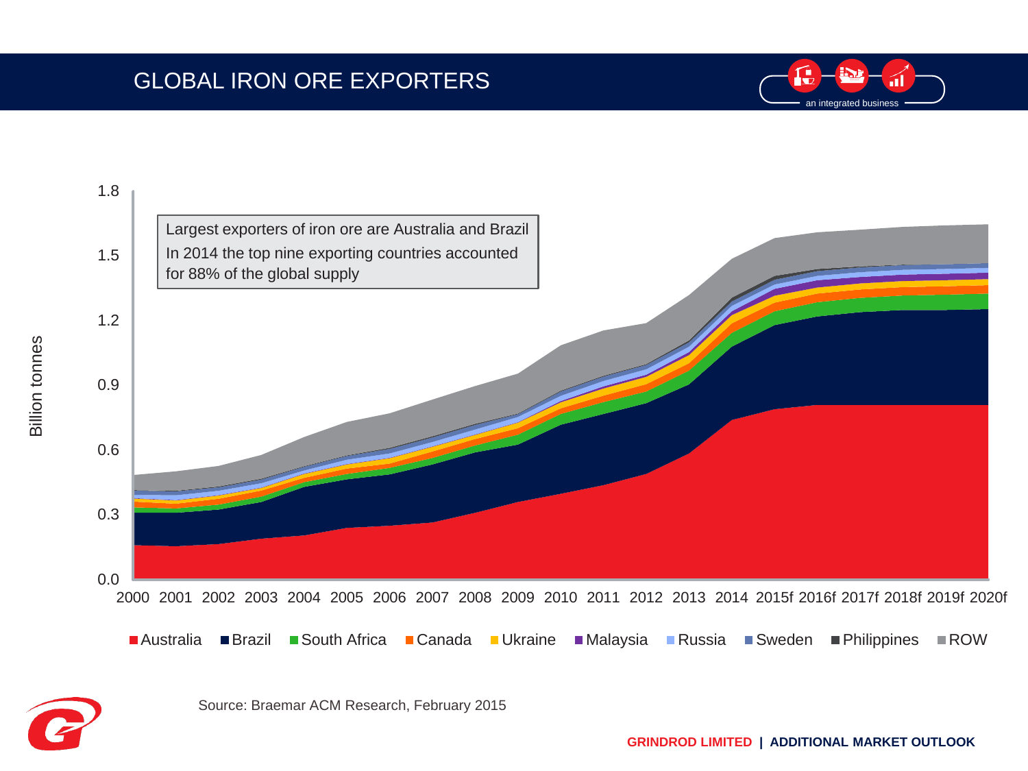# GLOBAL IRON ORE EXPORTERS

an integrated business

Largest exporters of iron ore are Australia and Brazil
In 2014 the top nine exporting countries accounted for 88% of the global supply

Billion tonnes

1.8
1.5
1.2
0.9
0.6
0.3
0.0

2000 2001 2002 2003 2004 2005 2006 2007 2008 2009 2010 2011 2012 2013 2014 2015f 2016f 2017f 2018f 2019f 2020f

Australia, Brazil, South Africa, Canada, Ukraine, Malaysia, Russia, Sweden, Philippines, ROW

Source: Braemar ACM Research, February 2015

**GRINDROD LIMITED | ADDITIONAL MARKET OUTLOOK**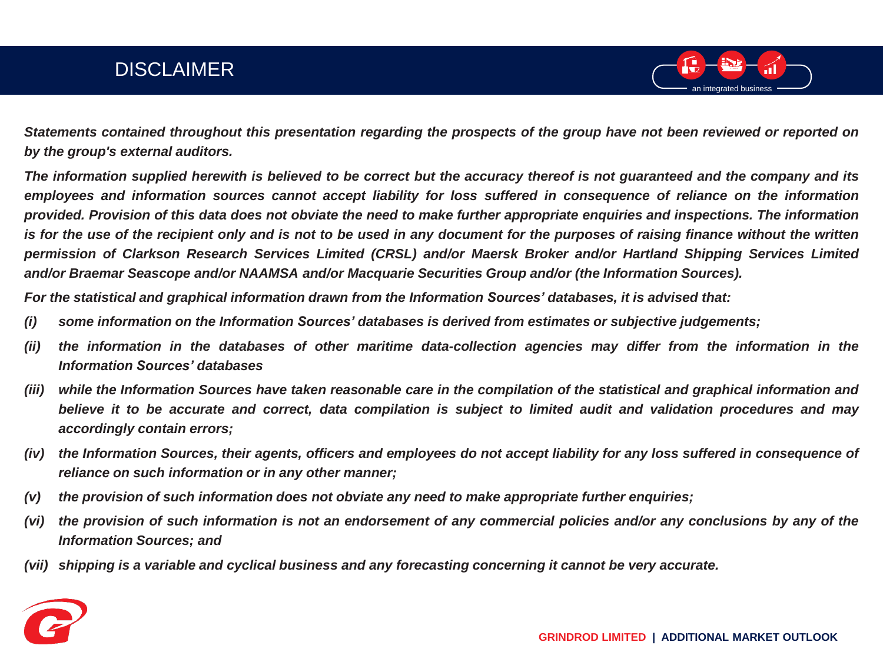# DISCLAIMER

***Statements contained throughout this presentation regarding the prospects of the group have not been reviewed or reported on by the group's external auditors.***

***The information supplied herewith is believed to be correct but the accuracy thereof is not guaranteed and the company and its employees and information sources cannot accept liability for loss suffered in consequence of reliance on the information provided. Provision of this data does not obviate the need to make further appropriate enquiries and inspections. The information is for the use of the recipient only and is not to be used in any document for the purposes of raising finance without the written permission of Clarkson Research Services Limited (CRSL) and/or Maersk Broker and/or Hartland Shipping Services Limited and/or Braemar Seascope and/or NAAMSA and/or Macquarie Securities Group and/or (the Information Sources).***

***For the statistical and graphical information drawn from the Information Sources' databases, it is advised that:***

- ***(i) some information on the Information Sources' databases is derived from estimates or subjective judgements;***
- ***(ii) the information in the databases of other maritime data-collection agencies may differ from the information in the Information Sources' databases***
- ***(iii) while the Information Sources have taken reasonable care in the compilation of the statistical and graphical information and believe it to be accurate and correct, data compilation is subject to limited audit and validation procedures and may accordingly contain errors;***
- ***(iv) the Information Sources, their agents, officers and employees do not accept liability for any loss suffered in consequence of reliance on such information or in any other manner;***
- ***(v) the provision of such information does not obviate any need to make appropriate further enquiries;***
- ***(vi) the provision of such information is not an endorsement of any commercial policies and/or any conclusions by any of the Information Sources; and***
- ***(vii) shipping is a variable and cyclical business and any forecasting concerning it cannot be very accurate.***